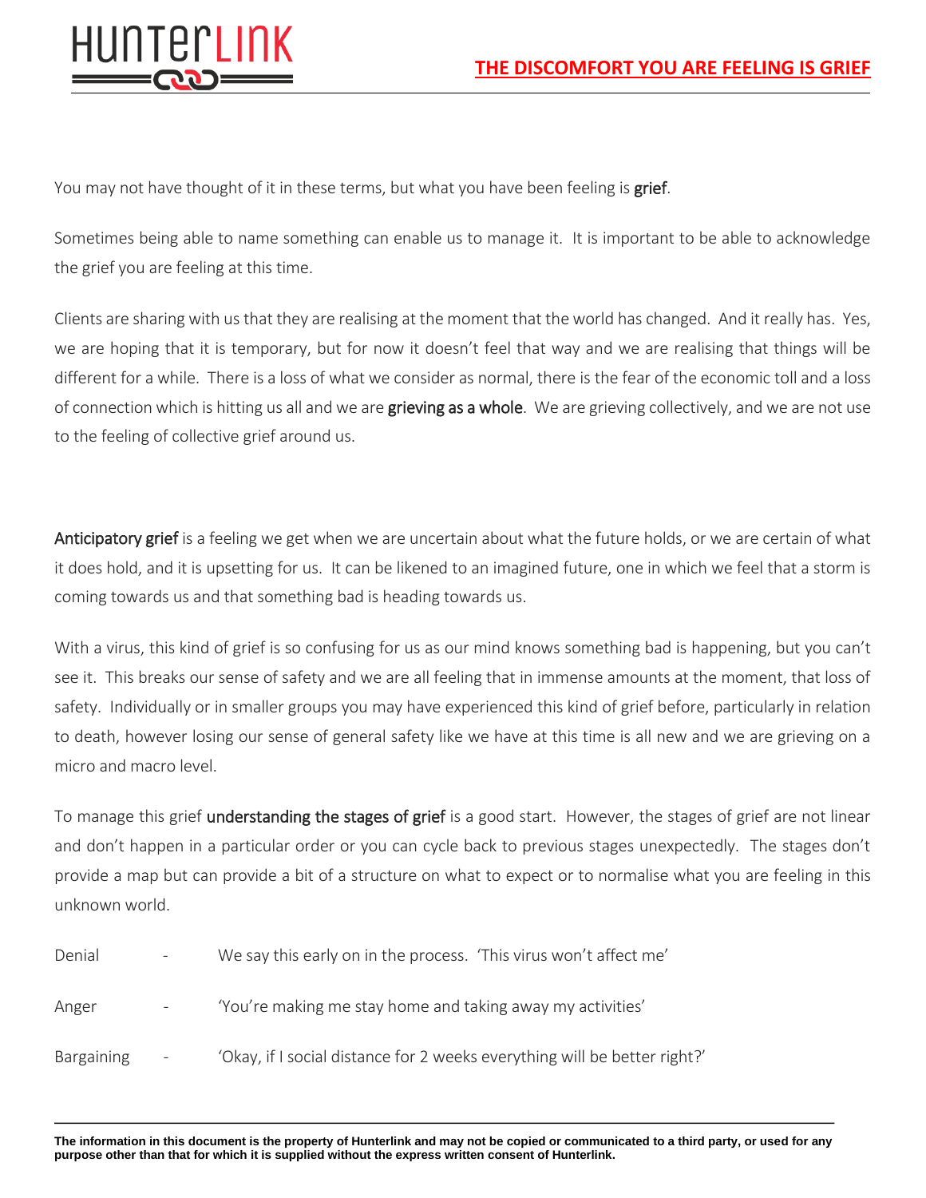# THE DISCOMFORT YOU ARE FEELING IS GRIEF

You may not have thought of it in these terms, but what you have been feeling is **grief**.

Sometimes being able to name something can enable us to manage it. It is important to be able to acknowledge the grief you are feeling at this time.

Clients are sharing with us that they are realising at the moment that the world has changed. And it really has. Yes, we are hoping that it is temporary, but for now it doesn't feel that way and we are realising that things will be different for a while. There is a loss of what we consider as normal, there is the fear of the economic toll and a loss of connection which is hitting us all and we are **grieving as a whole**. We are grieving collectively, and we are not use to the feeling of collective grief around us.

**Anticipatory grief** is a feeling we get when we are uncertain about what the future holds, or we are certain of what it does hold, and it is upsetting for us. It can be likened to an imagined future, one in which we feel that a storm is coming towards us and that something bad is heading towards us.

With a virus, this kind of grief is so confusing for us as our mind knows something bad is happening, but you can't see it. This breaks our sense of safety and we are all feeling that in immense amounts at the moment, that loss of safety. Individually or in smaller groups you may have experienced this kind of grief before, particularly in relation to death, however losing our sense of general safety like we have at this time is all new and we are grieving on a micro and macro level.

To manage this grief **understanding the stages of grief** is a good start. However, the stages of grief are not linear and don't happen in a particular order or you can cycle back to previous stages unexpectedly. The stages don't provide a map but can provide a bit of a structure on what to expect or to normalise what you are feeling in this unknown world.

Denial - We say this early on in the process. 'This virus won't affect me'

Anger - 'You're making me stay home and taking away my activities'

Bargaining - 'Okay, if I social distance for 2 weeks everything will be better right?'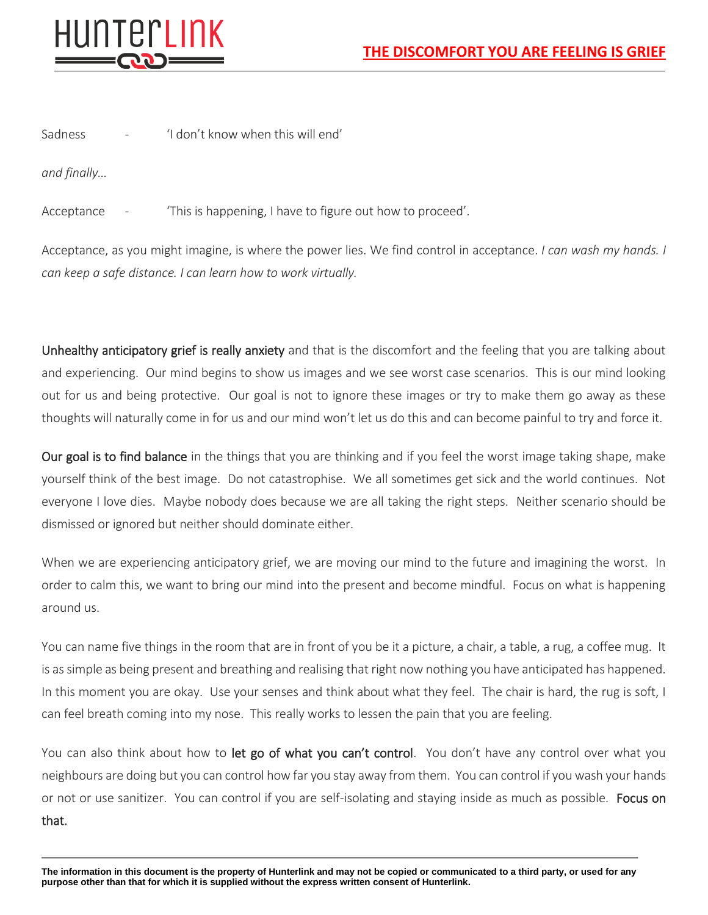Sadness - 'I don't know when this will end'

*and finally…*

Acceptance - 'This is happening, I have to figure out how to proceed'.

Acceptance, as you might imagine, is where the power lies. We find control in acceptance. *I can wash my hands. I can keep a safe distance. I can learn how to work virtually.*

Unhealthy anticipatory grief is really anxiety and that is the discomfort and the feeling that you are talking about and experiencing. Our mind begins to show us images and we see worst case scenarios. This is our mind looking out for us and being protective. Our goal is not to ignore these images or try to make them go away as these thoughts will naturally come in for us and our mind won't let us do this and can become painful to try and force it.

Our goal is to find balance in the things that you are thinking and if you feel the worst image taking shape, make yourself think of the best image. Do not catastrophise. We all sometimes get sick and the world continues. Not everyone I love dies. Maybe nobody does because we are all taking the right steps. Neither scenario should be dismissed or ignored but neither should dominate either.

When we are experiencing anticipatory grief, we are moving our mind to the future and imagining the worst. In order to calm this, we want to bring our mind into the present and become mindful. Focus on what is happening around us.

You can name five things in the room that are in front of you be it a picture, a chair, a table, a rug, a coffee mug. It is as simple as being present and breathing and realising that right now nothing you have anticipated has happened. In this moment you are okay. Use your senses and think about what they feel. The chair is hard, the rug is soft, I can feel breath coming into my nose. This really works to lessen the pain that you are feeling.

You can also think about how to let go of what you can't control. You don't have any control over what you neighbours are doing but you can control how far you stay away from them. You can control if you wash your hands or not or use sanitizer. You can control if you are self-isolating and staying inside as much as possible. Focus on that.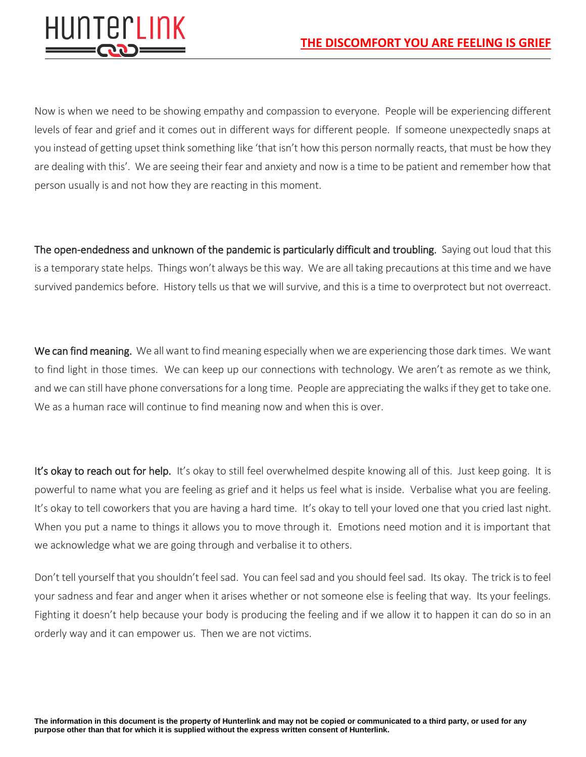Now is when we need to be showing empathy and compassion to everyone. People will be experiencing different levels of fear and grief and it comes out in different ways for different people. If someone unexpectedly snaps at you instead of getting upset think something like 'that isn't how this person normally reacts, that must be how they are dealing with this'. We are seeing their fear and anxiety and now is a time to be patient and remember how that person usually is and not how they are reacting in this moment.

**The open-endedness and unknown of the pandemic is particularly difficult and troubling.** Saying out loud that this is a temporary state helps. Things won't always be this way. We are all taking precautions at this time and we have survived pandemics before. History tells us that we will survive, and this is a time to overprotect but not overreact.

**We can find meaning.** We all want to find meaning especially when we are experiencing those dark times. We want to find light in those times. We can keep up our connections with technology. We aren't as remote as we think, and we can still have phone conversations for a long time. People are appreciating the walks if they get to take one. We as a human race will continue to find meaning now and when this is over.

**It's okay to reach out for help.** It's okay to still feel overwhelmed despite knowing all of this. Just keep going. It is powerful to name what you are feeling as grief and it helps us feel what is inside. Verbalise what you are feeling. It's okay to tell coworkers that you are having a hard time. It's okay to tell your loved one that you cried last night. When you put a name to things it allows you to move through it. Emotions need motion and it is important that we acknowledge what we are going through and verbalise it to others.

Don't tell yourself that you shouldn't feel sad. You can feel sad and you should feel sad. Its okay. The trick is to feel your sadness and fear and anger when it arises whether or not someone else is feeling that way. Its your feelings. Fighting it doesn't help because your body is producing the feeling and if we allow it to happen it can do so in an orderly way and it can empower us. Then we are not victims.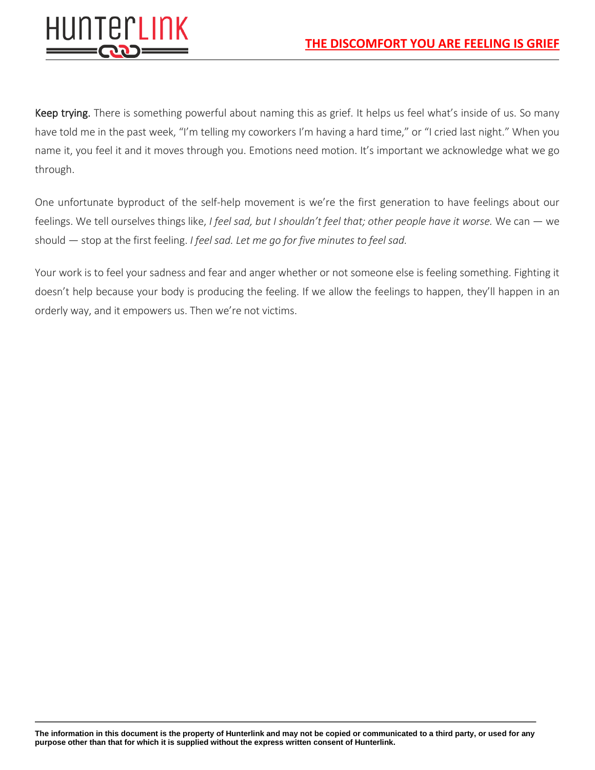**Keep trying.** There is something powerful about naming this as grief. It helps us feel what's inside of us. So many have told me in the past week, "I'm telling my coworkers I'm having a hard time," or "I cried last night." When you name it, you feel it and it moves through you. Emotions need motion. It's important we acknowledge what we go through.

One unfortunate byproduct of the self-help movement is we're the first generation to have feelings about our feelings. We tell ourselves things like, *I feel sad, but I shouldn't feel that; other people have it worse.* We can — we should — stop at the first feeling. *I feel sad. Let me go for five minutes to feel sad.*

Your work is to feel your sadness and fear and anger whether or not someone else is feeling something. Fighting it doesn't help because your body is producing the feeling. If we allow the feelings to happen, they'll happen in an orderly way, and it empowers us. Then we're not victims.